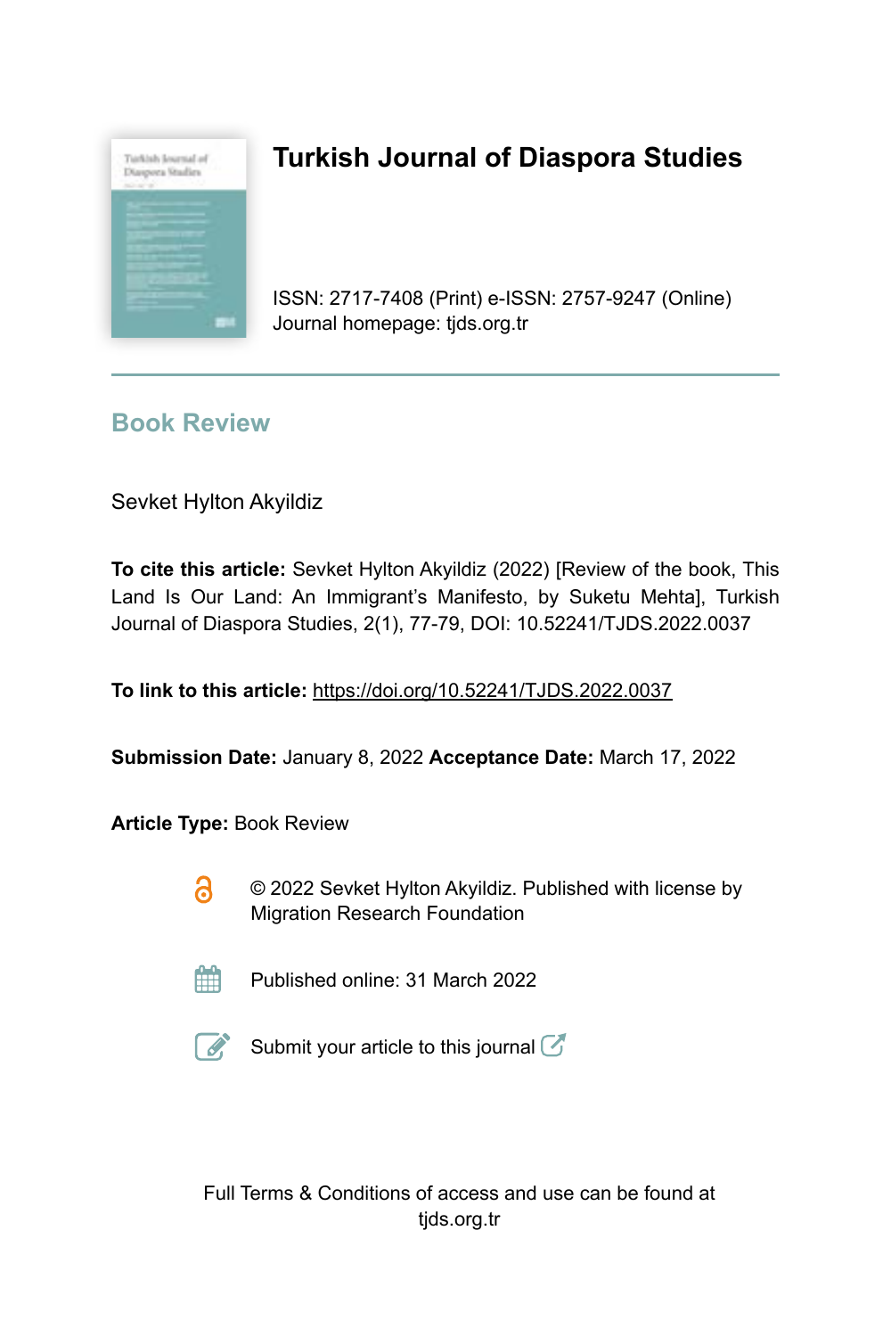# Turkish Journal of Diaspora Studies

ISSN: 2717-7408 (Print) e-ISSN: 2757-9247 (Online)
Journal homepage: tjds.org.tr

## Book Review

Sevket Hylton Akyildiz

**To cite this article:** Sevket Hylton Akyildiz (2022) [Review of the book, This Land Is Our Land: An Immigrant's Manifesto, by Suketu Mehta], Turkish Journal of Diaspora Studies, 2(1), 77-79, DOI: 10.52241/TJDS.2022.0037

**To link to this article:** https://doi.org/10.52241/TJDS.2022.0037

**Submission Date:** January 8, 2022 **Acceptance Date:** March 17, 2022

**Article Type:** Book Review

© 2022 Sevket Hylton Akyildiz. Published with license by Migration Research Foundation

Published online: 31 March 2022

Submit your article to this journal

Full Terms & Conditions of access and use can be found at tjds.org.tr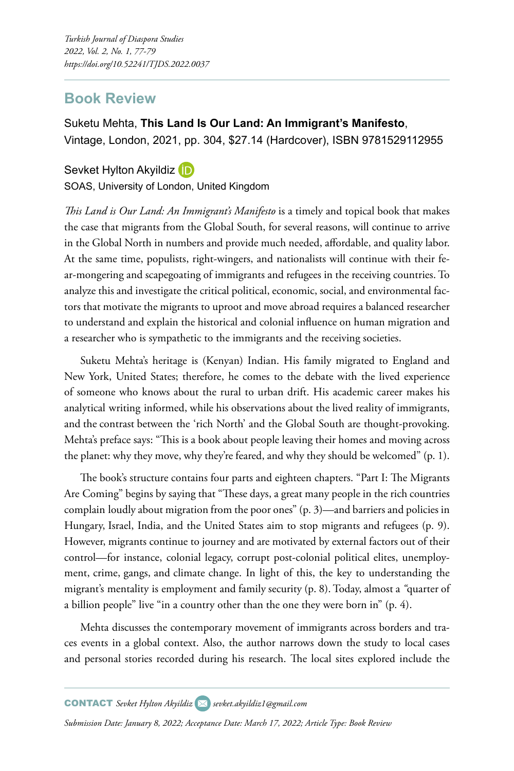## Book Review

Suketu Mehta, **This Land Is Our Land: An Immigrant's Manifesto**, Vintage, London, 2021, pp. 304, $27.14 (Hardcover), ISBN 9781529112955

Sevket Hylton Akyildiz

SOAS, University of London, United Kingdom

*This Land is Our Land: An Immigrant's Manifesto* is a timely and topical book that makes the case that migrants from the Global South, for several reasons, will continue to arrive in the Global North in numbers and provide much needed, affordable, and quality labor. At the same time, populists, right-wingers, and nationalists will continue with their fear-mongering and scapegoating of immigrants and refugees in the receiving countries. To analyze this and investigate the critical political, economic, social, and environmental factors that motivate the migrants to uproot and move abroad requires a balanced researcher to understand and explain the historical and colonial influence on human migration and a researcher who is sympathetic to the immigrants and the receiving societies.

Suketu Mehta's heritage is (Kenyan) Indian. His family migrated to England and New York, United States; therefore, he comes to the debate with the lived experience of someone who knows about the rural to urban drift. His academic career makes his analytical writing informed, while his observations about the lived reality of immigrants, and the contrast between the 'rich North' and the Global South are thought-provoking. Mehta's preface says: "This is a book about people leaving their homes and moving across the planet: why they move, why they're feared, and why they should be welcomed" (p. 1).

The book's structure contains four parts and eighteen chapters. "Part I: The Migrants Are Coming" begins by saying that "These days, a great many people in the rich countries complain loudly about migration from the poor ones" (p. 3)—and barriers and policies in Hungary, Israel, India, and the United States aim to stop migrants and refugees (p. 9). However, migrants continue to journey and are motivated by external factors out of their control—for instance, colonial legacy, corrupt post-colonial political elites, unemployment, crime, gangs, and climate change. In light of this, the key to understanding the migrant's mentality is employment and family security (p. 8). Today, almost a "quarter of a billion people" live "in a country other than the one they were born in" (p. 4).

Mehta discusses the contemporary movement of immigrants across borders and traces events in a global context. Also, the author narrows down the study to local cases and personal stories recorded during his research. The local sites explored include the

**CONTACT** *Sevket Hylton Akyildiz* *sevket.akyildiz1@gmail.com*

*Submission Date: January 8, 2022; Acceptance Date: March 17, 2022; Article Type: Book Review*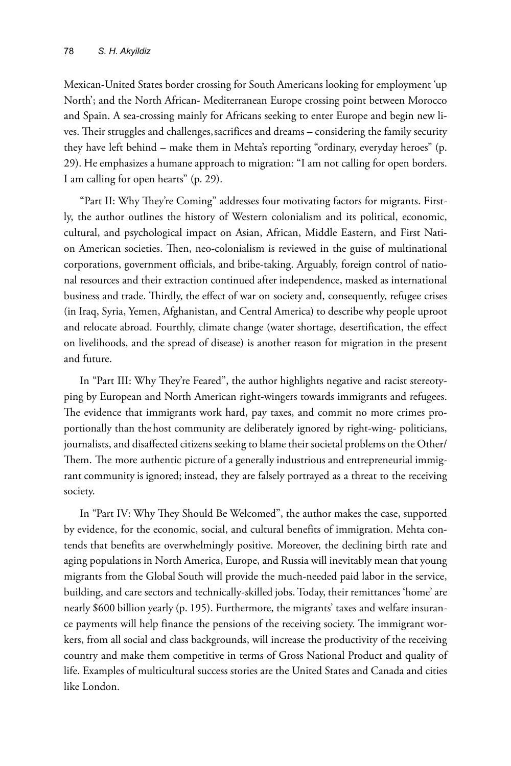Mexican-United States border crossing for South Americans looking for employment 'up North'; and the North African- Mediterranean Europe crossing point between Morocco and Spain. A sea-crossing mainly for Africans seeking to enter Europe and begin new lives. Their struggles and challenges, sacrifices and dreams – considering the family security they have left behind – make them in Mehta's reporting "ordinary, everyday heroes" (p. 29). He emphasizes a humane approach to migration: "I am not calling for open borders. I am calling for open hearts" (p. 29).

"Part II: Why They're Coming" addresses four motivating factors for migrants. Firstly, the author outlines the history of Western colonialism and its political, economic, cultural, and psychological impact on Asian, African, Middle Eastern, and First Nation American societies. Then, neo-colonialism is reviewed in the guise of multinational corporations, government officials, and bribe-taking. Arguably, foreign control of national resources and their extraction continued after independence, masked as international business and trade. Thirdly, the effect of war on society and, consequently, refugee crises (in Iraq, Syria, Yemen, Afghanistan, and Central America) to describe why people uproot and relocate abroad. Fourthly, climate change (water shortage, desertification, the effect on livelihoods, and the spread of disease) is another reason for migration in the present and future.

In "Part III: Why They're Feared", the author highlights negative and racist stereotyping by European and North American right-wingers towards immigrants and refugees. The evidence that immigrants work hard, pay taxes, and commit no more crimes proportionally than the host community are deliberately ignored by right-wing- politicians, journalists, and disaffected citizens seeking to blame their societal problems on the Other/Them. The more authentic picture of a generally industrious and entrepreneurial immigrant community is ignored; instead, they are falsely portrayed as a threat to the receiving society.

In "Part IV: Why They Should Be Welcomed", the author makes the case, supported by evidence, for the economic, social, and cultural benefits of immigration. Mehta contends that benefits are overwhelmingly positive. Moreover, the declining birth rate and aging populations in North America, Europe, and Russia will inevitably mean that young migrants from the Global South will provide the much-needed paid labor in the service, building, and care sectors and technically-skilled jobs. Today, their remittances 'home' are nearly $600 billion yearly (p. 195). Furthermore, the migrants' taxes and welfare insurance payments will help finance the pensions of the receiving society. The immigrant workers, from all social and class backgrounds, will increase the productivity of the receiving country and make them competitive in terms of Gross National Product and quality of life. Examples of multicultural success stories are the United States and Canada and cities like London.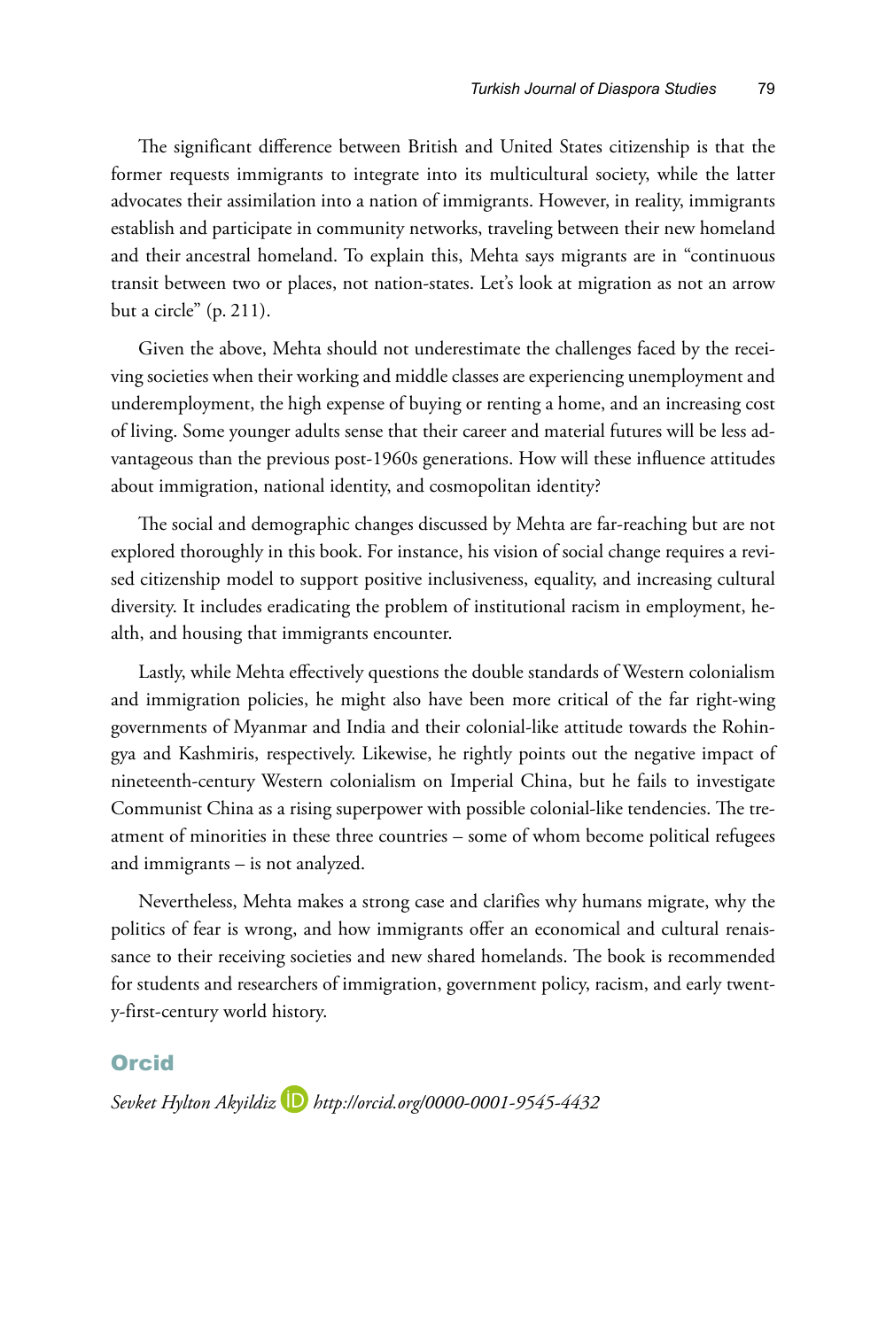The significant difference between British and United States citizenship is that the former requests immigrants to integrate into its multicultural society, while the latter advocates their assimilation into a nation of immigrants. However, in reality, immigrants establish and participate in community networks, traveling between their new homeland and their ancestral homeland. To explain this, Mehta says migrants are in "continuous transit between two or places, not nation-states. Let's look at migration as not an arrow but a circle" (p. 211).

Given the above, Mehta should not underestimate the challenges faced by the receiving societies when their working and middle classes are experiencing unemployment and underemployment, the high expense of buying or renting a home, and an increasing cost of living. Some younger adults sense that their career and material futures will be less advantageous than the previous post-1960s generations. How will these influence attitudes about immigration, national identity, and cosmopolitan identity?

The social and demographic changes discussed by Mehta are far-reaching but are not explored thoroughly in this book. For instance, his vision of social change requires a revised citizenship model to support positive inclusiveness, equality, and increasing cultural diversity. It includes eradicating the problem of institutional racism in employment, health, and housing that immigrants encounter.

Lastly, while Mehta effectively questions the double standards of Western colonialism and immigration policies, he might also have been more critical of the far right-wing governments of Myanmar and India and their colonial-like attitude towards the Rohingya and Kashmiris, respectively. Likewise, he rightly points out the negative impact of nineteenth-century Western colonialism on Imperial China, but he fails to investigate Communist China as a rising superpower with possible colonial-like tendencies. The treatment of minorities in these three countries – some of whom become political refugees and immigrants – is not analyzed.

Nevertheless, Mehta makes a strong case and clarifies why humans migrate, why the politics of fear is wrong, and how immigrants offer an economical and cultural renaissance to their receiving societies and new shared homelands. The book is recommended for students and researchers of immigration, government policy, racism, and early twenty-first-century world history.

## Orcid

*Sevket Hylton Akyildiz* *http://orcid.org/0000-0001-9545-4432*